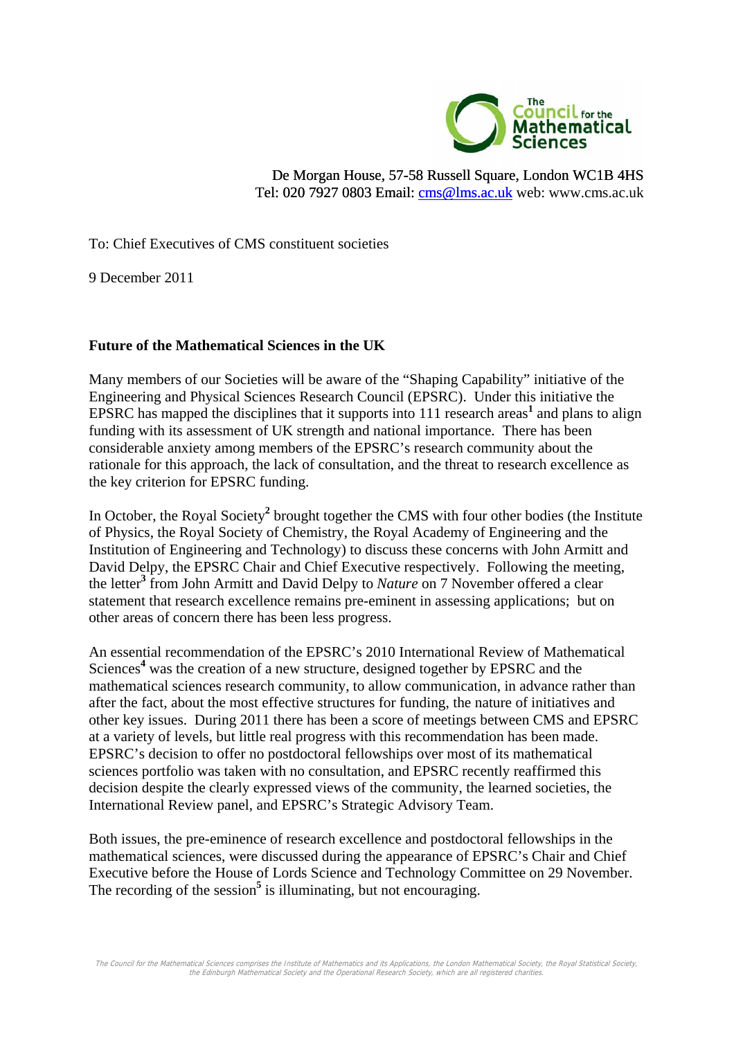The Council for the Mathematical Sciences

De Morgan House, 57-58 Russell Square, London WC1B 4HS
Tel: 020 7927 0803 Email: cms@lms.ac.uk web: www.cms.ac.uk

To: Chief Executives of CMS constituent societies

9 December 2011

**Future of the Mathematical Sciences in the UK**

Many members of our Societies will be aware of the "Shaping Capability" initiative of the Engineering and Physical Sciences Research Council (EPSRC). Under this initiative the EPSRC has mapped the disciplines that it supports into 111 research areas[1] and plans to align funding with its assessment of UK strength and national importance. There has been considerable anxiety among members of the EPSRC's research community about the rationale for this approach, the lack of consultation, and the threat to research excellence as the key criterion for EPSRC funding.

In October, the Royal Society[2] brought together the CMS with four other bodies (the Institute of Physics, the Royal Society of Chemistry, the Royal Academy of Engineering and the Institution of Engineering and Technology) to discuss these concerns with John Armitt and David Delpy, the EPSRC Chair and Chief Executive respectively. Following the meeting, the letter[3] from John Armitt and David Delpy to *Nature* on 7 November offered a clear statement that research excellence remains pre-eminent in assessing applications; but on other areas of concern there has been less progress.

An essential recommendation of the EPSRC's 2010 International Review of Mathematical Sciences[4] was the creation of a new structure, designed together by EPSRC and the mathematical sciences research community, to allow communication, in advance rather than after the fact, about the most effective structures for funding, the nature of initiatives and other key issues. During 2011 there has been a score of meetings between CMS and EPSRC at a variety of levels, but little real progress with this recommendation has been made. EPSRC's decision to offer no postdoctoral fellowships over most of its mathematical sciences portfolio was taken with no consultation, and EPSRC recently reaffirmed this decision despite the clearly expressed views of the community, the learned societies, the International Review panel, and EPSRC's Strategic Advisory Team.

Both issues, the pre-eminence of research excellence and postdoctoral fellowships in the mathematical sciences, were discussed during the appearance of EPSRC's Chair and Chief Executive before the House of Lords Science and Technology Committee on 29 November. The recording of the session[5] is illuminating, but not encouraging.

*The Council for the Mathematical Sciences comprises the Institute of Mathematics and its Applications, the London Mathematical Society, the Royal Statistical Society, the Edinburgh Mathematical Society and the Operational Research Society, which are all registered charities.*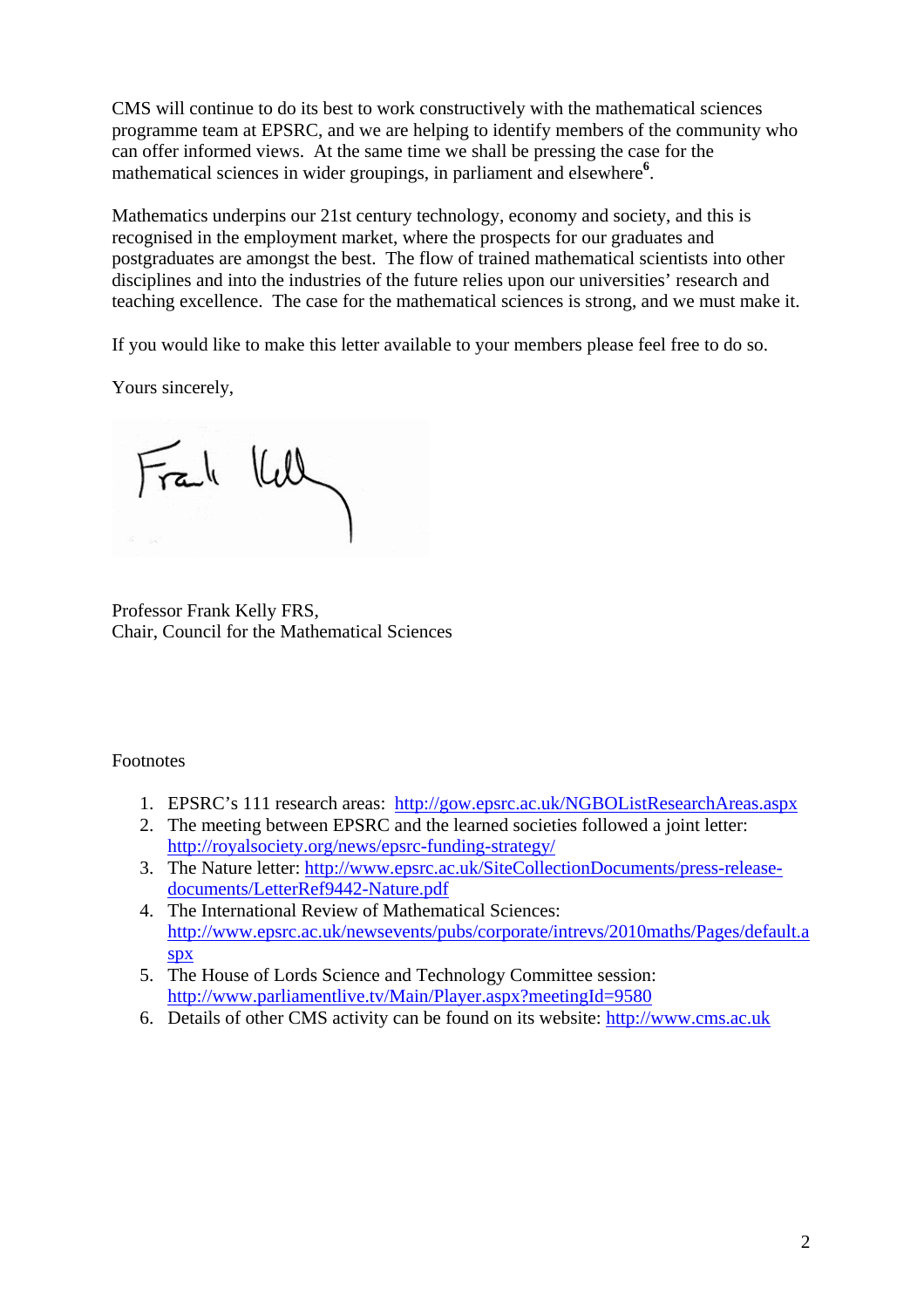CMS will continue to do its best to work constructively with the mathematical sciences programme team at EPSRC, and we are helping to identify members of the community who can offer informed views. At the same time we shall be pressing the case for the mathematical sciences in wider groupings, in parliament and elsewhere[6].

Mathematics underpins our 21st century technology, economy and society, and this is recognised in the employment market, where the prospects for our graduates and postgraduates are amongst the best. The flow of trained mathematical scientists into other disciplines and into the industries of the future relies upon our universities' research and teaching excellence. The case for the mathematical sciences is strong, and we must make it.

If you would like to make this letter available to your members please feel free to do so.

Yours sincerely,

Professor Frank Kelly FRS,
Chair, Council for the Mathematical Sciences

Footnotes

1. EPSRC's 111 research areas: http://gow.epsrc.ac.uk/NGBOListResearchAreas.aspx
2. The meeting between EPSRC and the learned societies followed a joint letter: http://royalsociety.org/news/epsrc-funding-strategy/
3. The Nature letter: http://www.epsrc.ac.uk/SiteCollectionDocuments/press-release-documents/LetterRef9442-Nature.pdf
4. The International Review of Mathematical Sciences: http://www.epsrc.ac.uk/newsevents/pubs/corporate/intrevs/2010maths/Pages/default.aspx
5. The House of Lords Science and Technology Committee session: http://www.parliamentlive.tv/Main/Player.aspx?meetingId=9580
6. Details of other CMS activity can be found on its website: http://www.cms.ac.uk